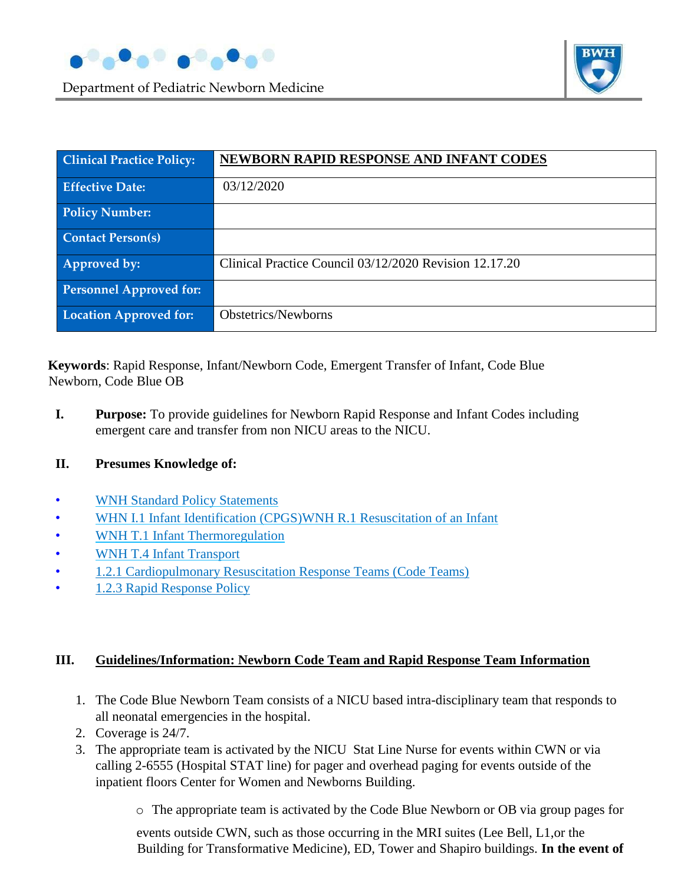Department of Pediatric Newborn Medicine

| Clinical Practice Policy: | **NEWBORN RAPID RESPONSE AND INFANT CODES** |
|---|---|
| Effective Date: | 03/12/2020 |
| Policy Number: | |
| Contact Person(s) | |
| Approved by: | Clinical Practice Council 03/12/2020 Revision 12.17.20 |
| Personnel Approved for: | |
| Location Approved for: | Obstetrics/Newborns |

**Keywords**: Rapid Response, Infant/Newborn Code, Emergent Transfer of Infant, Code Blue Newborn, Code Blue OB

**I. Purpose:** To provide guidelines for Newborn Rapid Response and Infant Codes including emergent care and transfer from non NICU areas to the NICU.

**II. Presumes Knowledge of:**

- WNH Standard Policy Statements
- WHN I.1 Infant Identification (CPGS)WNH R.1 Resuscitation of an Infant
- WNH T.1 Infant Thermoregulation
- WNH T.4 Infant Transport
- 1.2.1 Cardiopulmonary Resuscitation Response Teams (Code Teams)
- 1.2.3 Rapid Response Policy

## III. Guidelines/Information: Newborn Code Team and Rapid Response Team Information

1. The Code Blue Newborn Team consists of a NICU based intra-disciplinary team that responds to all neonatal emergencies in the hospital.
2. Coverage is 24/7.
3. The appropriate team is activated by the NICU Stat Line Nurse for events within CWN or via calling 2-6555 (Hospital STAT line) for pager and overhead paging for events outside of the inpatient floors Center for Women and Newborns Building.
   - The appropriate team is activated by the Code Blue Newborn or OB via group pages for events outside CWN, such as those occurring in the MRI suites (Lee Bell, L1,or the Building for Transformative Medicine), ED, Tower and Shapiro buildings. **In the event of**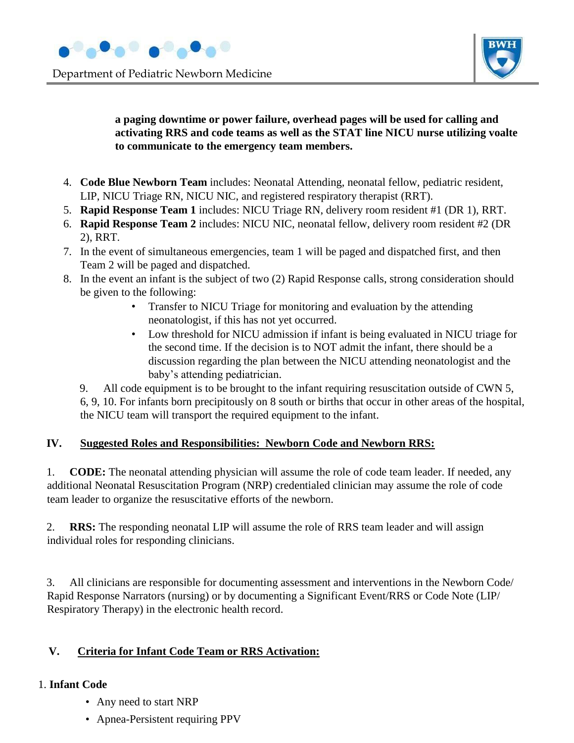**a paging downtime or power failure, overhead pages will be used for calling and activating RRS and code teams as well as the STAT line NICU nurse utilizing voalte to communicate to the emergency team members.**

4. **Code Blue Newborn Team** includes: Neonatal Attending, neonatal fellow, pediatric resident, LIP, NICU Triage RN, NICU NIC, and registered respiratory therapist (RRT).
5. **Rapid Response Team 1** includes: NICU Triage RN, delivery room resident #1 (DR 1), RRT.
6. **Rapid Response Team 2** includes: NICU NIC, neonatal fellow, delivery room resident #2 (DR 2), RRT.
7. In the event of simultaneous emergencies, team 1 will be paged and dispatched first, and then Team 2 will be paged and dispatched.
8. In the event an infant is the subject of two (2) Rapid Response calls, strong consideration should be given to the following:
    - Transfer to NICU Triage for monitoring and evaluation by the attending neonatologist, if this has not yet occurred.
    - Low threshold for NICU admission if infant is being evaluated in NICU triage for the second time. If the decision is to NOT admit the infant, there should be a discussion regarding the plan between the NICU attending neonatologist and the baby's attending pediatrician.
9. All code equipment is to be brought to the infant requiring resuscitation outside of CWN 5, 6, 9, 10. For infants born precipitously on 8 south or births that occur in other areas of the hospital, the NICU team will transport the required equipment to the infant.

## IV. Suggested Roles and Responsibilities: Newborn Code and Newborn RRS:

1. **CODE:** The neonatal attending physician will assume the role of code team leader. If needed, any additional Neonatal Resuscitation Program (NRP) credentialed clinician may assume the role of code team leader to organize the resuscitative efforts of the newborn.

2. **RRS:** The responding neonatal LIP will assume the role of RRS team leader and will assign individual roles for responding clinicians.

3. All clinicians are responsible for documenting assessment and interventions in the Newborn Code/ Rapid Response Narrators (nursing) or by documenting a Significant Event/RRS or Code Note (LIP/ Respiratory Therapy) in the electronic health record.

## V. Criteria for Infant Code Team or RRS Activation:

1. **Infant Code**
    - Any need to start NRP
    - Apnea-Persistent requiring PPV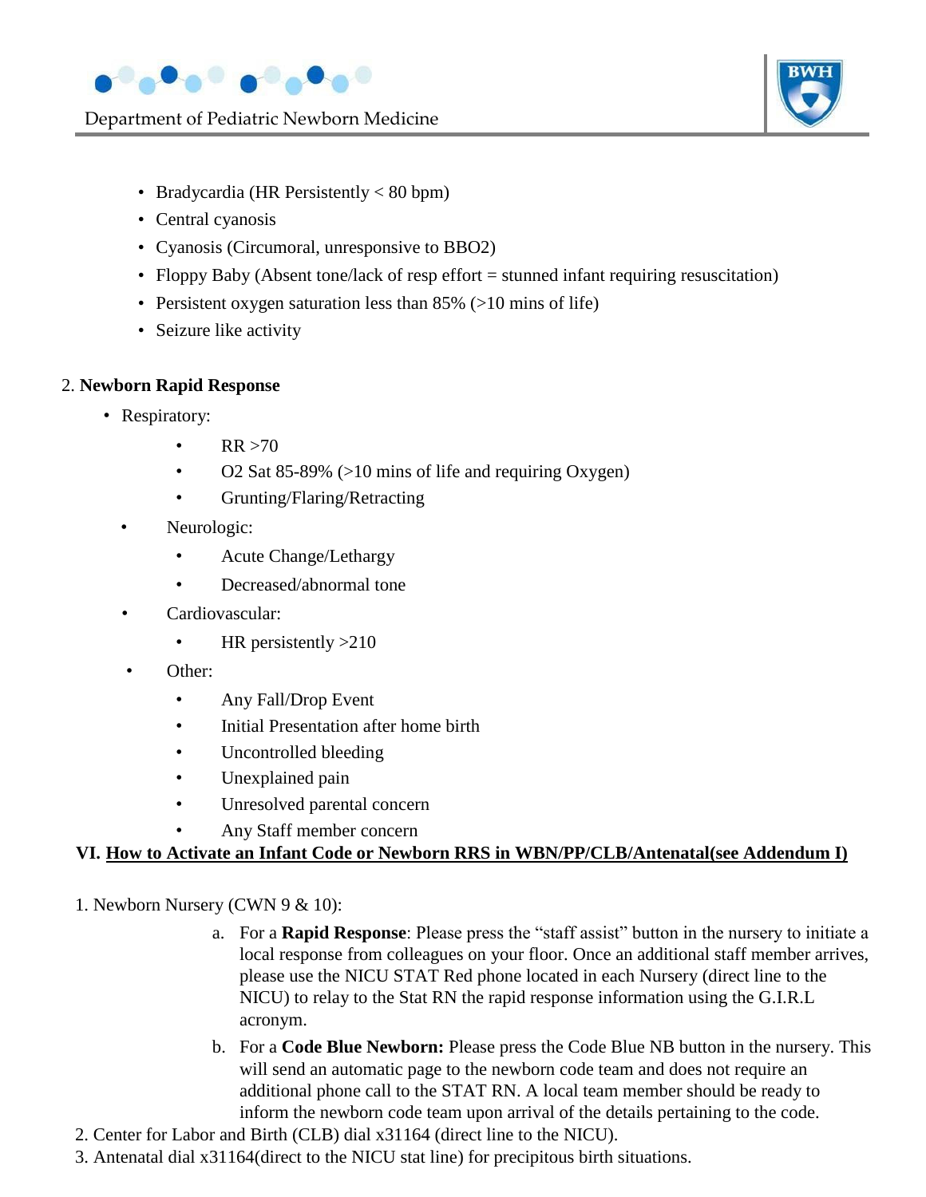- Bradycardia (HR Persistently < 80 bpm)
- Central cyanosis
- Cyanosis (Circumoral, unresponsive to BBO2)
- Floppy Baby (Absent tone/lack of resp effort = stunned infant requiring resuscitation)
- Persistent oxygen saturation less than 85% (>10 mins of life)
- Seizure like activity

2. **Newborn Rapid Response**

- Respiratory:
  - RR >70
  - O2 Sat 85-89% (>10 mins of life and requiring Oxygen)
  - Grunting/Flaring/Retracting
- Neurologic:
  - Acute Change/Lethargy
  - Decreased/abnormal tone
- Cardiovascular:
  - HR persistently >210
- Other:
  - Any Fall/Drop Event
  - Initial Presentation after home birth
  - Uncontrolled bleeding
  - Unexplained pain
  - Unresolved parental concern
  - Any Staff member concern

## VI. How to Activate an Infant Code or Newborn RRS in WBN/PP/CLB/Antenatal(see Addendum I)

1. Newborn Nursery (CWN 9 & 10):
   a. For a **Rapid Response**: Please press the "staff assist" button in the nursery to initiate a local response from colleagues on your floor. Once an additional staff member arrives, please use the NICU STAT Red phone located in each Nursery (direct line to the NICU) to relay to the Stat RN the rapid response information using the G.I.R.L acronym.
   b. For a **Code Blue Newborn:** Please press the Code Blue NB button in the nursery. This will send an automatic page to the newborn code team and does not require an additional phone call to the STAT RN. A local team member should be ready to inform the newborn code team upon arrival of the details pertaining to the code.
2. Center for Labor and Birth (CLB) dial x31164 (direct line to the NICU).
3. Antenatal dial x31164(direct to the NICU stat line) for precipitous birth situations.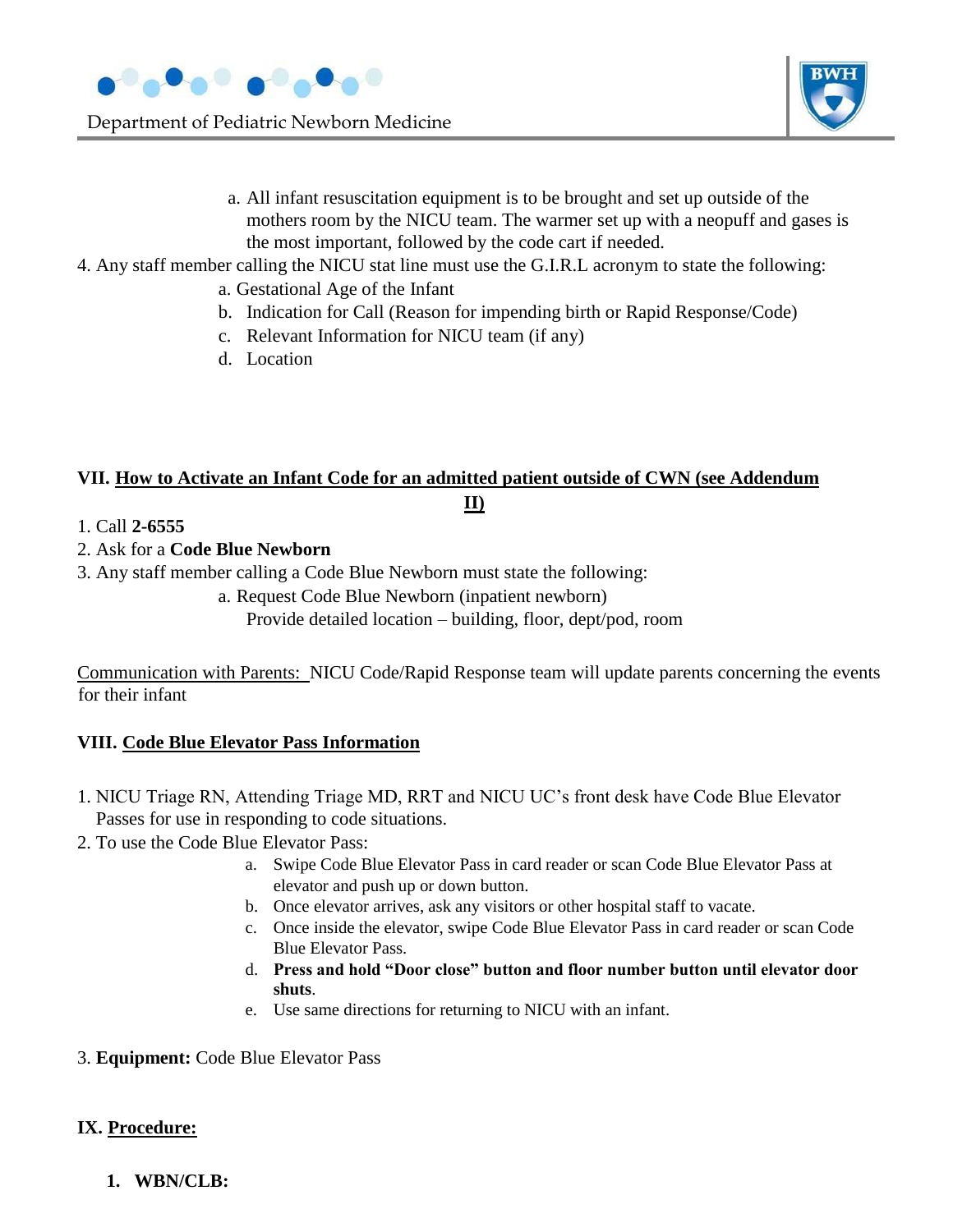a. All infant resuscitation equipment is to be brought and set up outside of the mothers room by the NICU team. The warmer set up with a neopuff and gases is the most important, followed by the code cart if needed.

4. Any staff member calling the NICU stat line must use the G.I.R.L acronym to state the following:
   a. Gestational Age of the Infant
   b. Indication for Call (Reason for impending birth or Rapid Response/Code)
   c. Relevant Information for NICU team (if any)
   d. Location

## VII. How to Activate an Infant Code for an admitted patient outside of CWN (see Addendum II)

1. Call **2-6555**
2. Ask for a **Code Blue Newborn**
3. Any staff member calling a Code Blue Newborn must state the following:
   a. Request Code Blue Newborn (inpatient newborn)
   Provide detailed location – building, floor, dept/pod, room

Communication with Parents: NICU Code/Rapid Response team will update parents concerning the events for their infant

## VIII. Code Blue Elevator Pass Information

1. NICU Triage RN, Attending Triage MD, RRT and NICU UC's front desk have Code Blue Elevator Passes for use in responding to code situations.
2. To use the Code Blue Elevator Pass:
   a. Swipe Code Blue Elevator Pass in card reader or scan Code Blue Elevator Pass at elevator and push up or down button.
   b. Once elevator arrives, ask any visitors or other hospital staff to vacate.
   c. Once inside the elevator, swipe Code Blue Elevator Pass in card reader or scan Code Blue Elevator Pass.
   d. **Press and hold "Door close" button and floor number button until elevator door shuts**.
   e. Use same directions for returning to NICU with an infant.
3. **Equipment:** Code Blue Elevator Pass

## IX. Procedure:

1. **WBN/CLB:**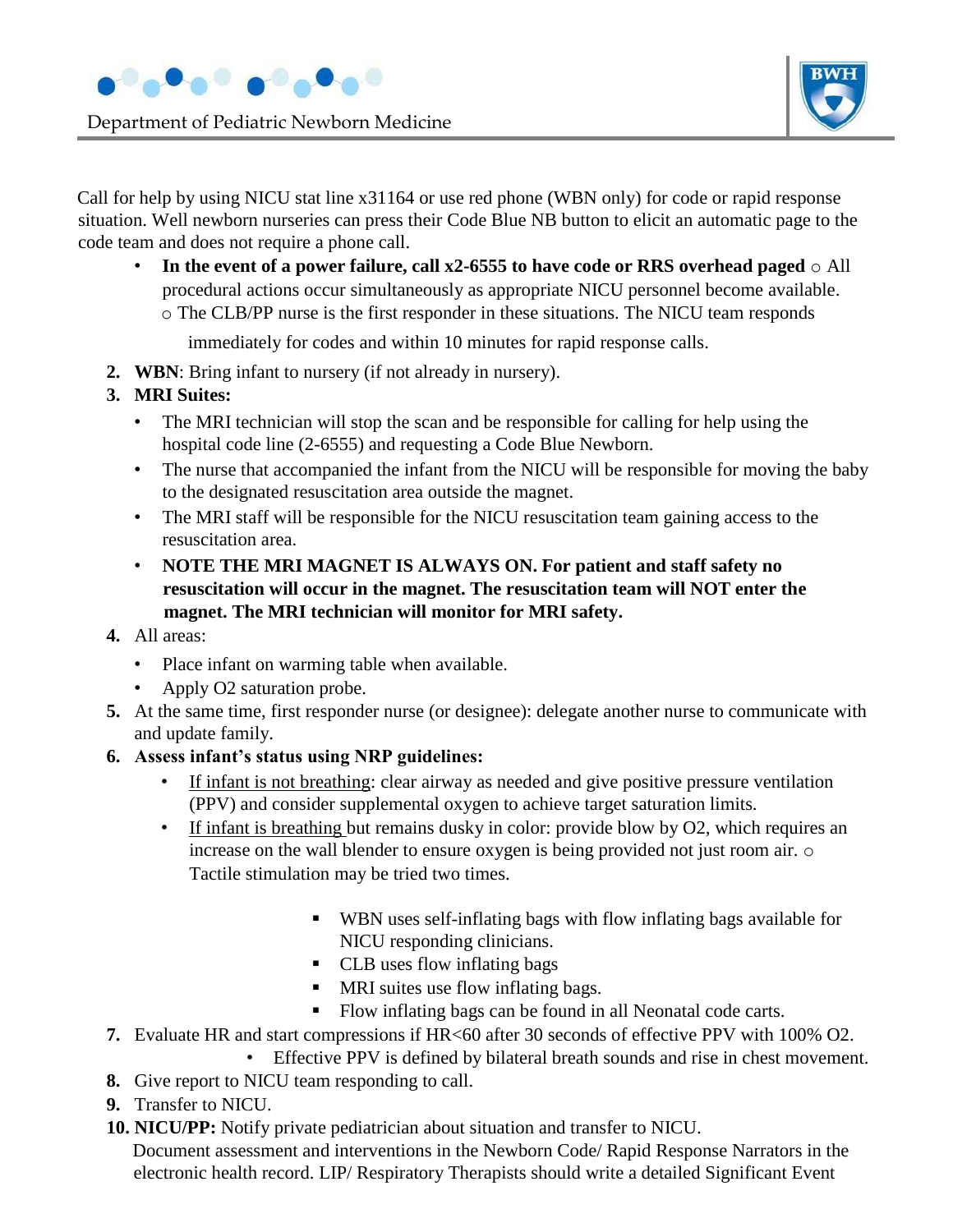Call for help by using NICU stat line x31164 or use red phone (WBN only) for code or rapid response situation. Well newborn nurseries can press their Code Blue NB button to elicit an automatic page to the code team and does not require a phone call.

- **In the event of a power failure, call x2-6555 to have code or RRS overhead paged**
  - All procedural actions occur simultaneously as appropriate NICU personnel become available.
  - The CLB/PP nurse is the first responder in these situations. The NICU team responds immediately for codes and within 10 minutes for rapid response calls.

2. **WBN**: Bring infant to nursery (if not already in nursery).
3. **MRI Suites:**
   - The MRI technician will stop the scan and be responsible for calling for help using the hospital code line (2-6555) and requesting a Code Blue Newborn.
   - The nurse that accompanied the infant from the NICU will be responsible for moving the baby to the designated resuscitation area outside the magnet.
   - The MRI staff will be responsible for the NICU resuscitation team gaining access to the resuscitation area.
   - **NOTE THE MRI MAGNET IS ALWAYS ON. For patient and staff safety no resuscitation will occur in the magnet. The resuscitation team will NOT enter the magnet. The MRI technician will monitor for MRI safety.**
4. All areas:
   - Place infant on warming table when available.
   - Apply O2 saturation probe.
5. At the same time, first responder nurse (or designee): delegate another nurse to communicate with and update family.
6. **Assess infant's status using NRP guidelines:**
   - If infant is not breathing: clear airway as needed and give positive pressure ventilation (PPV) and consider supplemental oxygen to achieve target saturation limits.
   - If infant is breathing but remains dusky in color: provide blow by O2, which requires an increase on the wall blender to ensure oxygen is being provided not just room air.
     - Tactile stimulation may be tried two times.
       - WBN uses self-inflating bags with flow inflating bags available for NICU responding clinicians.
       - CLB uses flow inflating bags
       - MRI suites use flow inflating bags.
       - Flow inflating bags can be found in all Neonatal code carts.
7. Evaluate HR and start compressions if HR<60 after 30 seconds of effective PPV with 100% O2.
   - Effective PPV is defined by bilateral breath sounds and rise in chest movement.
8. Give report to NICU team responding to call.
9. Transfer to NICU.
10. **NICU/PP:** Notify private pediatrician about situation and transfer to NICU.

    Document assessment and interventions in the Newborn Code/ Rapid Response Narrators in the electronic health record. LIP/ Respiratory Therapists should write a detailed Significant Event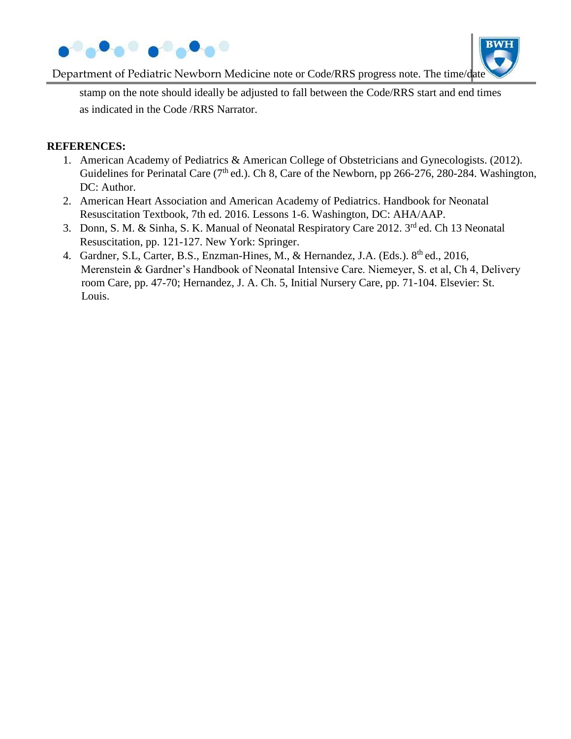note or Code/RRS progress note. The time/date stamp on the note should ideally be adjusted to fall between the Code/RRS start and end times as indicated in the Code /RRS Narrator.

**REFERENCES:**

1. American Academy of Pediatrics & American College of Obstetricians and Gynecologists. (2012). Guidelines for Perinatal Care (7th ed.). Ch 8, Care of the Newborn, pp 266-276, 280-284. Washington, DC: Author.
2. American Heart Association and American Academy of Pediatrics. Handbook for Neonatal Resuscitation Textbook, 7th ed. 2016. Lessons 1-6. Washington, DC: AHA/AAP.
3. Donn, S. M. & Sinha, S. K. Manual of Neonatal Respiratory Care 2012. 3rd ed. Ch 13 Neonatal Resuscitation, pp. 121-127. New York: Springer.
4. Gardner, S.L, Carter, B.S., Enzman-Hines, M., & Hernandez, J.A. (Eds.). 8th ed., 2016, Merenstein & Gardner's Handbook of Neonatal Intensive Care. Niemeyer, S. et al, Ch 4, Delivery room Care, pp. 47-70; Hernandez, J. A. Ch. 5, Initial Nursery Care, pp. 71-104. Elsevier: St. Louis.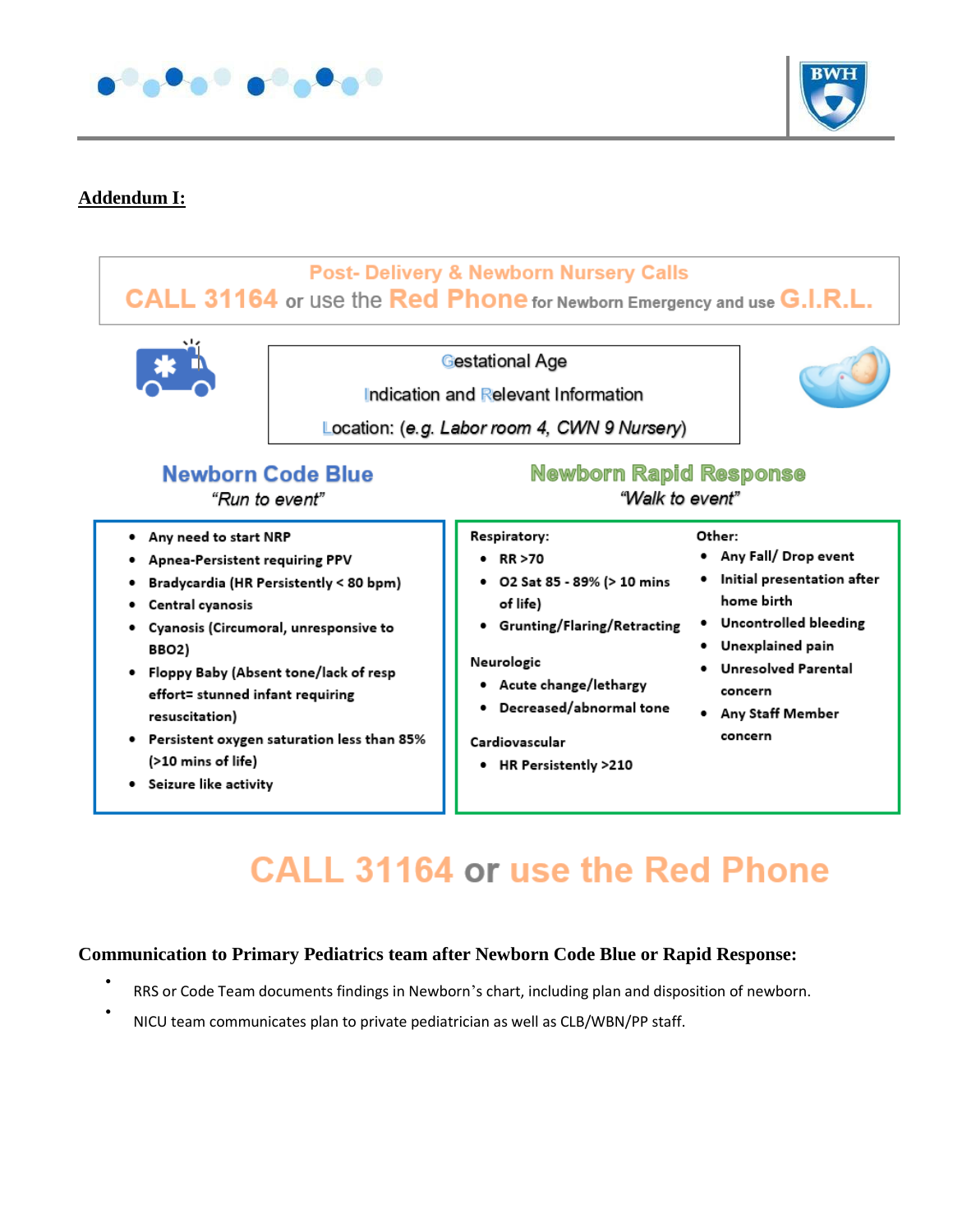**Addendum I:**

## Post- Delivery & Newborn Nursery Calls

**CALL 31164** or use the **Red Phone** for Newborn Emergency and use **G.I.R.L.**

Gestational Age

Indication and Relevant Information

Location: (*e.g. Labor room 4, CWN 9 Nursery*)

### Newborn Code Blue

*"Run to event"*

- Any need to start NRP
- Apnea-Persistent requiring PPV
- Bradycardia (HR Persistently < 80 bpm)
- Central cyanosis
- Cyanosis (Circumoral, unresponsive to BBO2)
- Floppy Baby (Absent tone/lack of resp effort= stunned infant requiring resuscitation)
- Persistent oxygen saturation less than 85% (>10 mins of life)
- Seizure like activity

### Newborn Rapid Response

*"Walk to event"*

Respiratory:

- RR >70
- O2 Sat 85 - 89% (> 10 mins of life)
- Grunting/Flaring/Retracting

Neurologic

- Acute change/lethargy
- Decreased/abnormal tone

Cardiovascular

- HR Persistently >210

Other:

- Any Fall/ Drop event
- Initial presentation after home birth
- Uncontrolled bleeding
- Unexplained pain
- Unresolved Parental concern
- Any Staff Member concern

## CALL 31164 or use the Red Phone

**Communication to Primary Pediatrics team after Newborn Code Blue or Rapid Response:**

- RRS or Code Team documents findings in Newborn's chart, including plan and disposition of newborn.
- NICU team communicates plan to private pediatrician as well as CLB/WBN/PP staff.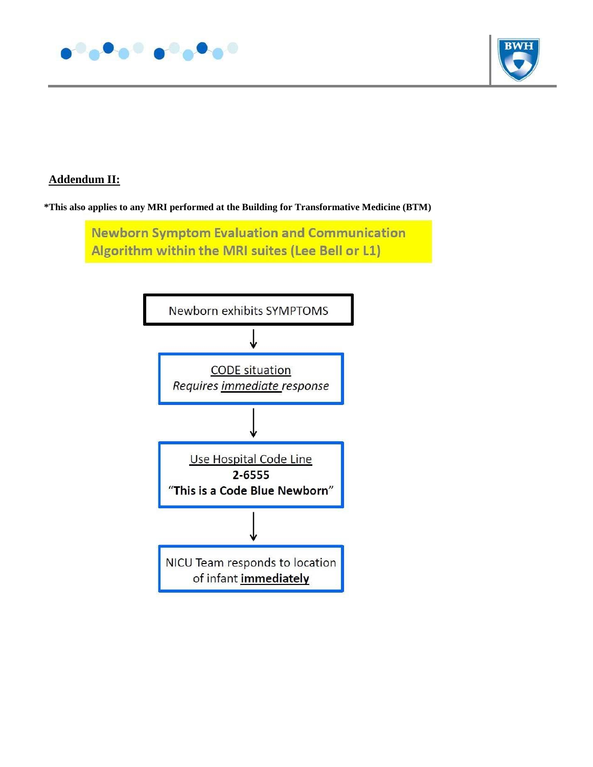## Addendum II:

**\*This also applies to any MRI performed at the Building for Transformative Medicine (BTM)**

**Newborn Symptom Evaluation and Communication Algorithm within the MRI suites (Lee Bell or L1)**

Newborn exhibits SYMPTOMS

↓

CODE situation
*Requires immediate response*

↓

Use Hospital Code Line
**2-6555**
"**This is a Code Blue Newborn**"

↓

NICU Team responds to location of infant **immediately**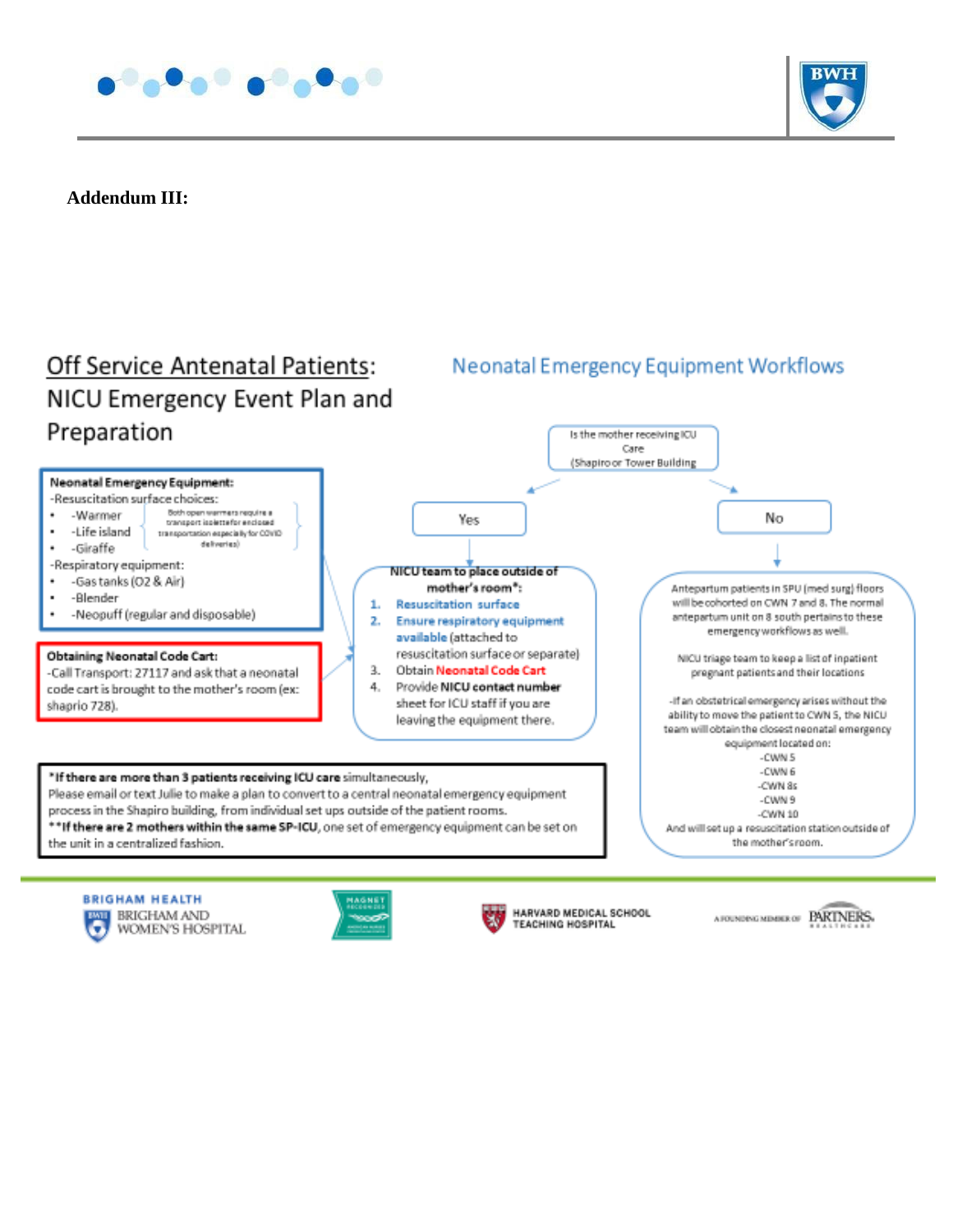**Addendum III:**

## Off Service Antenatal Patients: NICU Emergency Event Plan and Preparation

## Neonatal Emergency Equipment Workflows

**Neonatal Emergency Equipment:**

-Resuscitation surface choices:

- -Warmer
- -Life island
- -Giraffe

Both open warmers require a transport isolette for enclosed transportation especially for COVID deliveries)

-Respiratory equipment:

- -Gas tanks (O2 & Air)
- -Blender
- -Neopuff (regular and disposable)

**Obtaining Neonatal Code Cart:**

-Call Transport: 27117 and ask that a neonatal code cart is brought to the mother's room (ex: shaprio 728).

Is the mother receiving ICU Care (Shapiro or Tower Building

**Yes**

**NICU team to place outside of mother's room*:**

1. **Resuscitation surface**
2. **Ensure respiratory equipment available** (attached to resuscitation surface or separate)
3. Obtain **Neonatal Code Cart**
4. Provide **NICU contact number** sheet for ICU staff if you are leaving the equipment there.

**No**

Antepartum patients in SPU (med surg) floors will be cohorted on CWN 7 and 8. The normal antepartum unit on 8 south pertains to these emergency workflows as well.

NICU triage team to keep a list of inpatient pregnant patients and their locations

-If an obstetrical emergency arises without the ability to move the patient to CWN 5, the NICU team will obtain the closest neonatal emergency equipment located on:

- -CWN 5
- -CWN 6
- -CWN 8s
- -CWN 9
- -CWN 10

And will set up a resuscitation station outside of the mother's room.

***If there are more than 3 patients receiving ICU care** simultaneously,
Please email or text Julie to make a plan to convert to a central neonatal emergency equipment process in the Shapiro building, from individual set ups outside of the patient rooms.
****If there are 2 mothers within the same SP-ICU**, one set of emergency equipment can be set on the unit in a centralized fashion.